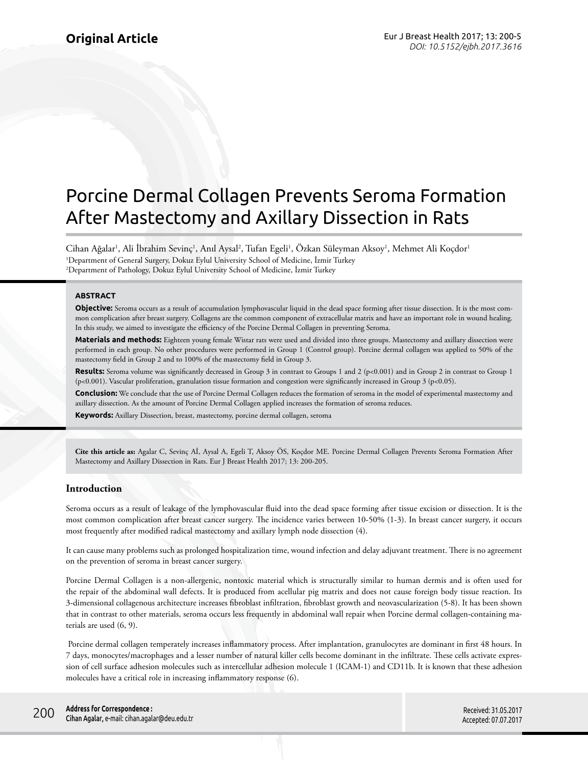Original Article

# Porcine Dermal Collagen Prevents Seroma Formation After Mastectomy and Axillary Dissection in Rats

Cihan Ağalar[1], Ali İbrahim Sevinç[1], Anıl Aysal[2], Tufan Egeli[1], Özkan Süleyman Aksoy[1], Mehmet Ali Koçdor[1]

[1]Department of General Surgery, Dokuz Eylul University School of Medicine, İzmir Turkey
[2]Department of Pathology, Dokuz Eylul University School of Medicine, İzmir Turkey

## ABSTRACT

**Objective:** Seroma occurs as a result of accumulation lymphovascular liquid in the dead space forming after tissue dissection. It is the most common complication after breast surgery. Collagens are the common component of extracellular matrix and have an important role in wound healing. In this study, we aimed to investigate the efficiency of the Porcine Dermal Collagen in preventing Seroma.

**Materials and methods:** Eighteen young female Wistar rats were used and divided into three groups. Mastectomy and axillary dissection were performed in each group. No other procedures were performed in Group 1 (Control group). Porcine dermal collagen was applied to 50% of the mastectomy field in Group 2 and to 100% of the mastectomy field in Group 3.

**Results:** Seroma volume was significantly decreased in Group 3 in contrast to Groups 1 and 2 ($p<0.001$) and in Group 2 in contrast to Group 1 ($p<0.001$). Vascular proliferation, granulation tissue formation and congestion were significantly increased in Group 3 ($p<0.05$).

**Conclusion:** We conclude that the use of Porcine Dermal Collagen reduces the formation of seroma in the model of experimental mastectomy and axillary dissection. As the amount of Porcine Dermal Collagen applied increases the formation of seroma reduces.

**Keywords:** Axillary Dissection, breast, mastectomy, porcine dermal collagen, seroma

**Cite this article as:** Agalar C, Sevinç Aİ, Aysal A, Egeli T, Aksoy ÖS, Koçdor ME. Porcine Dermal Collagen Prevents Seroma Formation After Mastectomy and Axillary Dissection in Rats. Eur J Breast Health 2017; 13: 200-205.

## Introduction

Seroma occurs as a result of leakage of the lymphovascular fluid into the dead space forming after tissue excision or dissection. It is the most common complication after breast cancer surgery. The incidence varies between 10-50% (1-3). In breast cancer surgery, it occurs most frequently after modified radical mastectomy and axillary lymph node dissection (4).

It can cause many problems such as prolonged hospitalization time, wound infection and delay adjuvant treatment. There is no agreement on the prevention of seroma in breast cancer surgery.

Porcine Dermal Collagen is a non-allergenic, nontoxic material which is structurally similar to human dermis and is often used for the repair of the abdominal wall defects. It is produced from acellular pig matrix and does not cause foreign body tissue reaction. Its 3-dimensional collagenous architecture increases fibroblast infiltration, fibroblast growth and neovascularization (5-8). It has been shown that in contrast to other materials, seroma occurs less frequently in abdominal wall repair when Porcine dermal collagen-containing materials are used (6, 9).

Porcine dermal collagen temperately increases inflammatory process. After implantation, granulocytes are dominant in first 48 hours. In 7 days, monocytes/macrophages and a lesser number of natural killer cells become dominant in the infiltrate. These cells activate expression of cell surface adhesion molecules such as intercellular adhesion molecule 1 (ICAM-1) and CD11b. It is known that these adhesion molecules have a critical role in increasing inflammatory response (6).

**Address for Correspondence :**
**Cihan Agalar,** e-mail: cihan.agalar@deu.edu.tr

Received: 31.05.2017
Accepted: 07.07.2017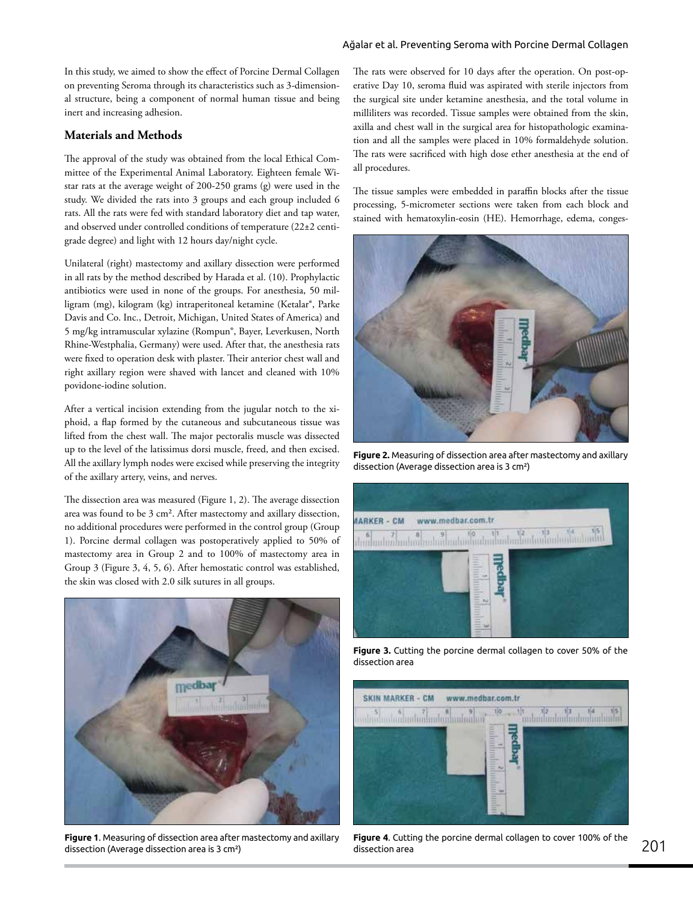In this study, we aimed to show the effect of Porcine Dermal Collagen on preventing Seroma through its characteristics such as 3-dimensional structure, being a component of normal human tissue and being inert and increasing adhesion.

## Materials and Methods

The approval of the study was obtained from the local Ethical Committee of the Experimental Animal Laboratory. Eighteen female Wistar rats at the average weight of 200-250 grams (g) were used in the study. We divided the rats into 3 groups and each group included 6 rats. All the rats were fed with standard laboratory diet and tap water, and observed under controlled conditions of temperature (22±2 centigrade degree) and light with 12 hours day/night cycle.

Unilateral (right) mastectomy and axillary dissection were performed in all rats by the method described by Harada et al. (10). Prophylactic antibiotics were used in none of the groups. For anesthesia, 50 milligram (mg), kilogram (kg) intraperitoneal ketamine (Ketalar®, Parke Davis and Co. Inc., Detroit, Michigan, United States of America) and 5 mg/kg intramuscular xylazine (Rompun®, Bayer, Leverkusen, North Rhine-Westphalia, Germany) were used. After that, the anesthesia rats were fixed to operation desk with plaster. Their anterior chest wall and right axillary region were shaved with lancet and cleaned with 10% povidone-iodine solution.

After a vertical incision extending from the jugular notch to the xiphoid, a flap formed by the cutaneous and subcutaneous tissue was lifted from the chest wall. The major pectoralis muscle was dissected up to the level of the latissimus dorsi muscle, freed, and then excised. All the axillary lymph nodes were excised while preserving the integrity of the axillary artery, veins, and nerves.

The dissection area was measured (Figure 1, 2). The average dissection area was found to be 3 cm². After mastectomy and axillary dissection, no additional procedures were performed in the control group (Group 1). Porcine dermal collagen was postoperatively applied to 50% of mastectomy area in Group 2 and to 100% of mastectomy area in Group 3 (Figure 3, 4, 5, 6). After hemostatic control was established, the skin was closed with 2.0 silk sutures in all groups.

**Figure 1**. Measuring of dissection area after mastectomy and axillary dissection (Average dissection area is 3 cm²)

The rats were observed for 10 days after the operation. On post-operative Day 10, seroma fluid was aspirated with sterile injectors from the surgical site under ketamine anesthesia, and the total volume in milliliters was recorded. Tissue samples were obtained from the skin, axilla and chest wall in the surgical area for histopathologic examination and all the samples were placed in 10% formaldehyde solution. The rats were sacrificed with high dose ether anesthesia at the end of all procedures.

The tissue samples were embedded in paraffin blocks after the tissue processing, 5-micrometer sections were taken from each block and stained with hematoxylin-eosin (HE). Hemorrhage, edema, conges-

**Figure 2.** Measuring of dissection area after mastectomy and axillary dissection (Average dissection area is 3 cm²)

**Figure 3.** Cutting the porcine dermal collagen to cover 50% of the dissection area

**Figure 4**. Cutting the porcine dermal collagen to cover 100% of the dissection area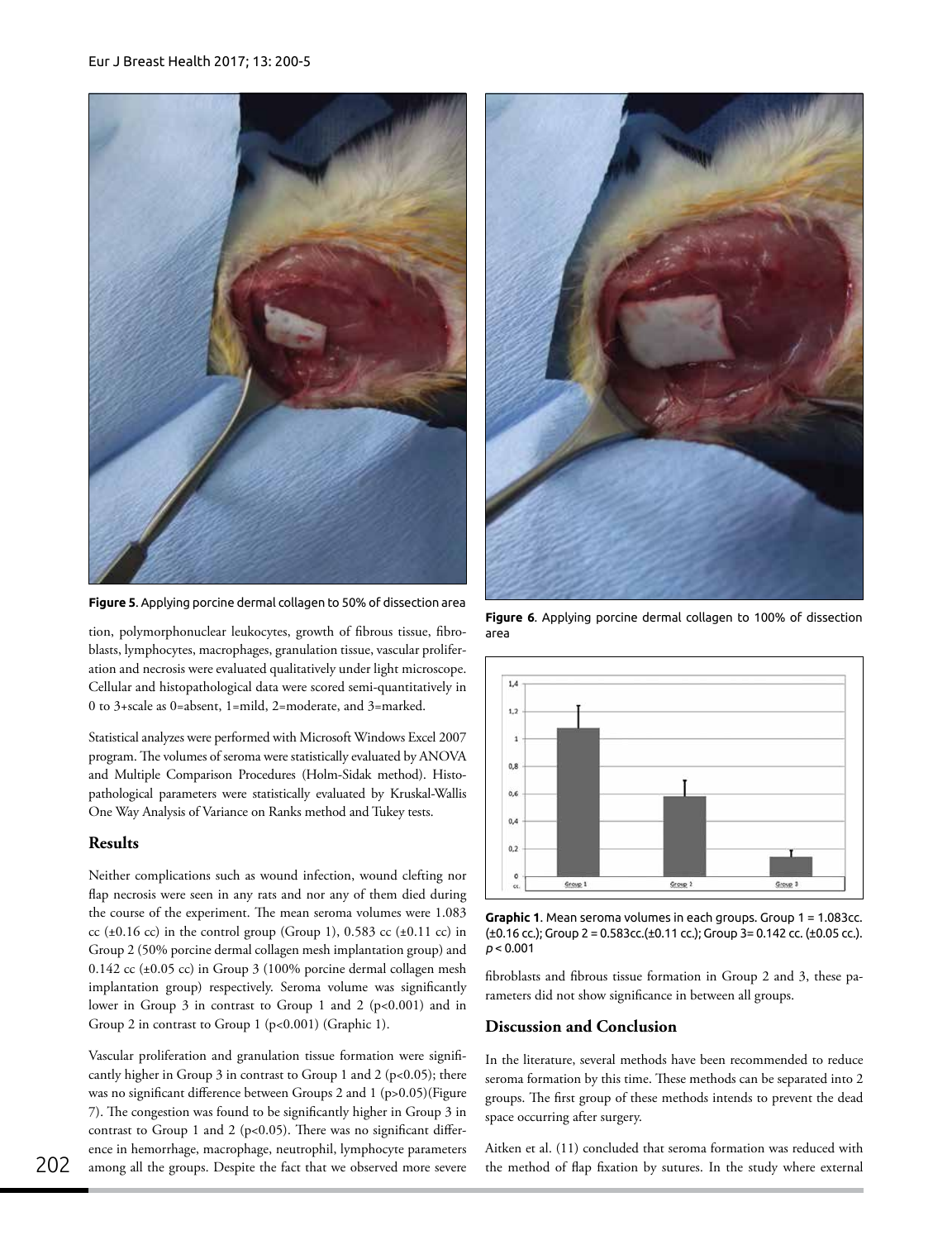Figure 5. Applying porcine dermal collagen to 50% of dissection area

tion, polymorphonuclear leukocytes, growth of fibrous tissue, fibroblasts, lymphocytes, macrophages, granulation tissue, vascular proliferation and necrosis were evaluated qualitatively under light microscope. Cellular and histopathological data were scored semi-quantitatively in 0 to 3+scale as 0=absent, 1=mild, 2=moderate, and 3=marked.

Statistical analyzes were performed with Microsoft Windows Excel 2007 program. The volumes of seroma were statistically evaluated by ANOVA and Multiple Comparison Procedures (Holm-Sidak method). Histopathological parameters were statistically evaluated by Kruskal-Wallis One Way Analysis of Variance on Ranks method and Tukey tests.

## Results

Neither complications such as wound infection, wound clefting nor flap necrosis were seen in any rats and nor any of them died during the course of the experiment. The mean seroma volumes were 1.083 cc (±0.16 cc) in the control group (Group 1), 0.583 cc (±0.11 cc) in Group 2 (50% porcine dermal collagen mesh implantation group) and 0.142 cc (±0.05 cc) in Group 3 (100% porcine dermal collagen mesh implantation group) respectively. Seroma volume was significantly lower in Group 3 in contrast to Group 1 and 2 ($p<0.001$) and in Group 2 in contrast to Group 1 ($p<0.001$) (Graphic 1).

Vascular proliferation and granulation tissue formation were significantly higher in Group 3 in contrast to Group 1 and 2 ($p<0.05$); there was no significant difference between Groups 2 and 1 ($p>0.05$)(Figure 7). The congestion was found to be significantly higher in Group 3 in contrast to Group 1 and 2 ($p<0.05$). There was no significant difference in hemorrhage, macrophage, neutrophil, lymphocyte parameters among all the groups. Despite the fact that we observed more severe fibroblasts and fibrous tissue formation in Group 2 and 3, these parameters did not show significance in between all groups.

Figure 6. Applying porcine dermal collagen to 100% of dissection area

1,4
1,2
1
0,8
0,6
0,4
0,2
0
cc.
Group 1
Group 2
Group 3

Graphic 1. Mean seroma volumes in each groups. Group 1 = 1.083cc. (±0.16 cc.); Group 2 = 0.583cc.(±0.11 cc.); Group 3= 0.142 cc. (±0.05 cc.). $p < 0.001$

## Discussion and Conclusion

In the literature, several methods have been recommended to reduce seroma formation by this time. These methods can be separated into 2 groups. The first group of these methods intends to prevent the dead space occurring after surgery.

Aitken et al. (11) concluded that seroma formation was reduced with the method of flap fixation by sutures. In the study where external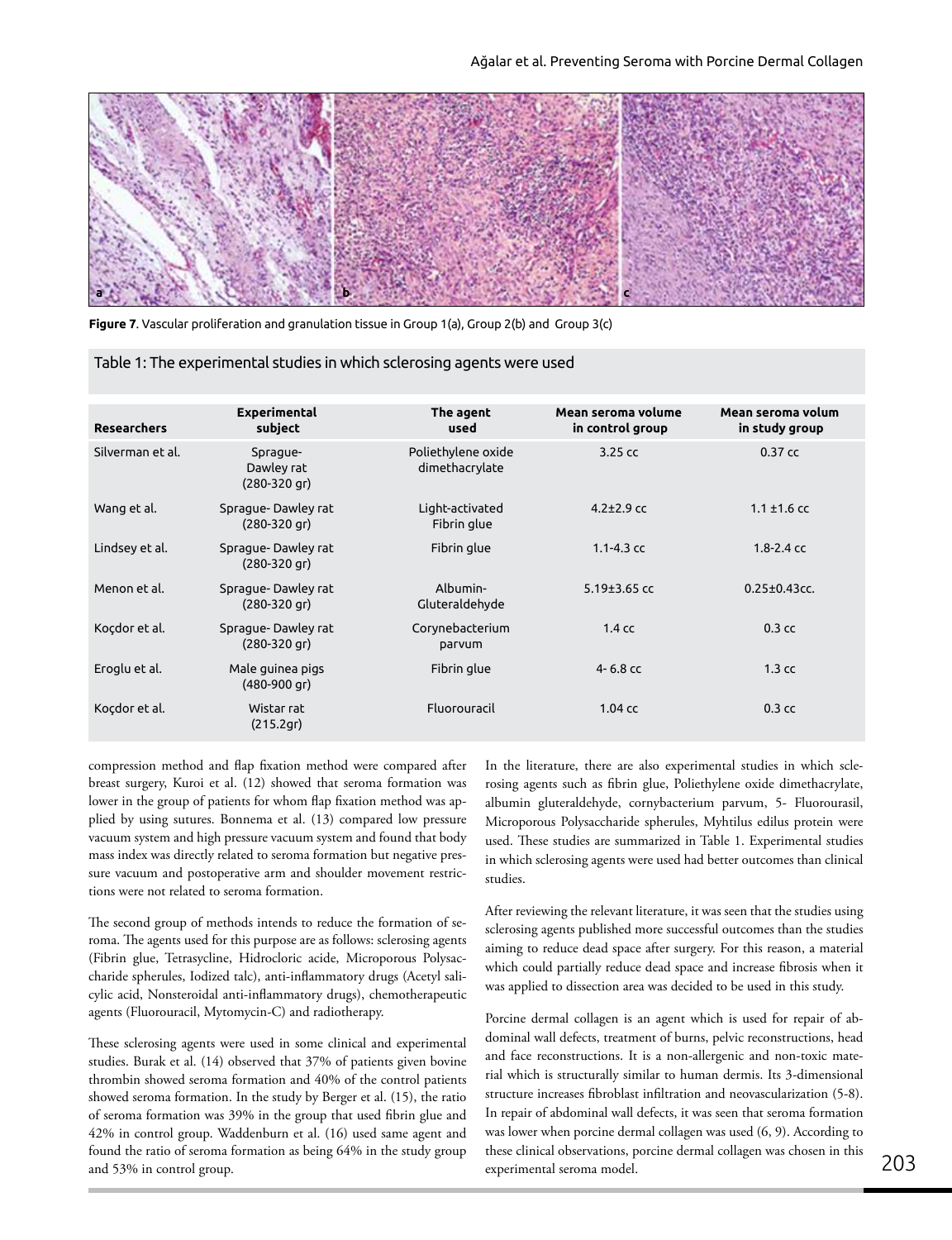**Figure 7**. Vascular proliferation and granulation tissue in Group 1(a), Group 2(b) and Group 3(c)

Table 1: The experimental studies in which sclerosing agents were used

| Researchers | Experimental subject | The agent used | Mean seroma volume in control group | Mean seroma volum in study group |
|---|---|---|---|---|
| Silverman et al. | Sprague-Dawley rat (280-320 gr) | Poliethylene oxide dimethacrylate | 3.25 cc | 0.37 cc |
| Wang et al. | Sprague- Dawley rat (280-320 gr) | Light-activated Fibrin glue | 4.2±2.9 cc | 1.1 ±1.6 cc |
| Lindsey et al. | Sprague- Dawley rat (280-320 gr) | Fibrin glue | 1.1-4.3 cc | 1.8-2.4 cc |
| Menon et al. | Sprague- Dawley rat (280-320 gr) | Albumin-Gluteraldehyde | 5.19±3.65 cc | 0.25±0.43cc. |
| Koçdor et al. | Sprague- Dawley rat (280-320 gr) | Corynebacterium parvum | 1.4 cc | 0.3 cc |
| Eroglu et al. | Male guinea pigs (480-900 gr) | Fibrin glue | 4- 6.8 cc | 1.3 cc |
| Koçdor et al. | Wistar rat (215.2gr) | Fluorouracil | 1.04 cc | 0.3 cc |

compression method and flap fixation method were compared after breast surgery, Kuroi et al. (12) showed that seroma formation was lower in the group of patients for whom flap fixation method was applied by using sutures. Bonnema et al. (13) compared low pressure vacuum system and high pressure vacuum system and found that body mass index was directly related to seroma formation but negative pressure vacuum and postoperative arm and shoulder movement restrictions were not related to seroma formation.

The second group of methods intends to reduce the formation of seroma. The agents used for this purpose are as follows: sclerosing agents (Fibrin glue, Tetrasycline, Hidrocloric acide, Microporous Polysaccharide spherules, Iodized talc), anti-inflammatory drugs (Acetyl salicylic acid, Nonsteroidal anti-inflammatory drugs), chemotherapeutic agents (Fluorouracil, Mytomycin-C) and radiotherapy.

These sclerosing agents were used in some clinical and experimental studies. Burak et al. (14) observed that 37% of patients given bovine thrombin showed seroma formation and 40% of the control patients showed seroma formation. In the study by Berger et al. (15), the ratio of seroma formation was 39% in the group that used fibrin glue and 42% in control group. Waddenburn et al. (16) used same agent and found the ratio of seroma formation as being 64% in the study group and 53% in control group.

In the literature, there are also experimental studies in which sclerosing agents such as fibrin glue, Poliethylene oxide dimethacrylate, albumin gluteraldehyde, cornybacterium parvum, 5- Fluourouracil, Microporous Polysaccharide spherules, Myhtilus edilus protein were used. These studies are summarized in Table 1. Experimental studies in which sclerosing agents were used had better outcomes than clinical studies.

After reviewing the relevant literature, it was seen that the studies using sclerosing agents published more successful outcomes than the studies aiming to reduce dead space after surgery. For this reason, a material which could partially reduce dead space and increase fibrosis when it was applied to dissection area was decided to be used in this study.

Porcine dermal collagen is an agent which is used for repair of abdominal wall defects, treatment of burns, pelvic reconstructions, head and face reconstructions. It is a non-allergenic and non-toxic material which is structurally similar to human dermis. Its 3-dimensional structure increases fibroblast infiltration and neovascularization (5-8). In repair of abdominal wall defects, it was seen that seroma formation was lower when porcine dermal collagen was used (6, 9). According to these clinical observations, porcine dermal collagen was chosen in this experimental seroma model.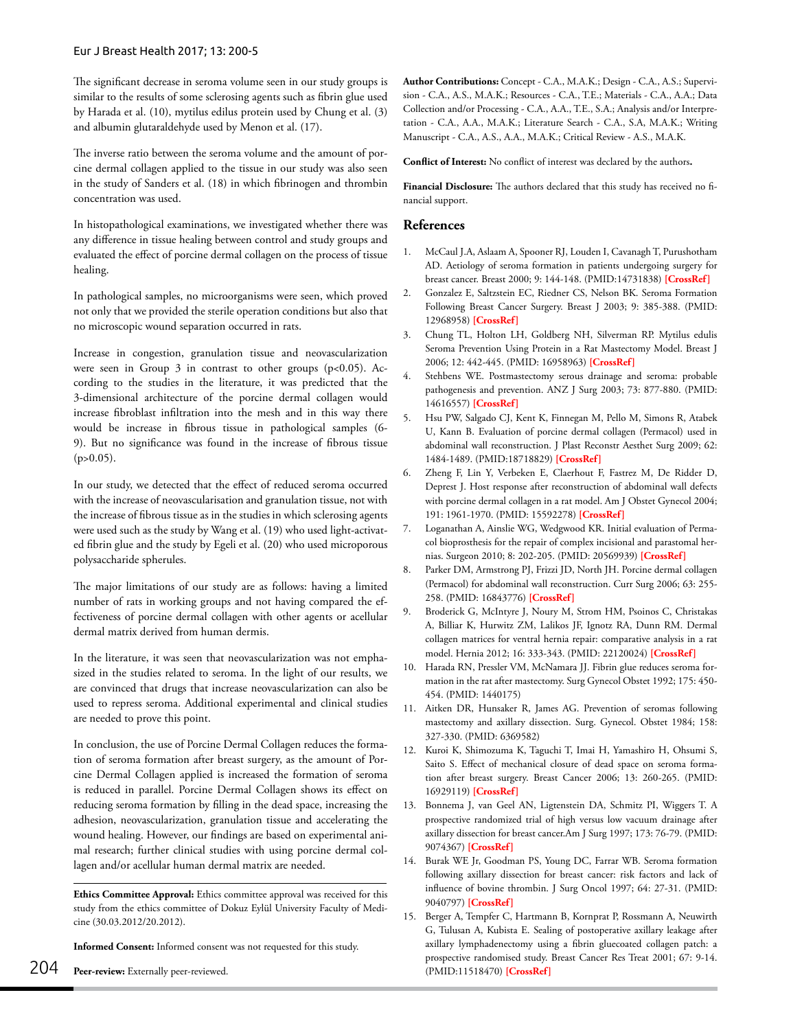The significant decrease in seroma volume seen in our study groups is similar to the results of some sclerosing agents such as fibrin glue used by Harada et al. (10), mytilus edilus protein used by Chung et al. (3) and albumin glutaraldehyde used by Menon et al. (17).

The inverse ratio between the seroma volume and the amount of porcine dermal collagen applied to the tissue in our study was also seen in the study of Sanders et al. (18) in which fibrinogen and thrombin concentration was used.

In histopathological examinations, we investigated whether there was any difference in tissue healing between control and study groups and evaluated the effect of porcine dermal collagen on the process of tissue healing.

In pathological samples, no microorganisms were seen, which proved not only that we provided the sterile operation conditions but also that no microscopic wound separation occurred in rats.

Increase in congestion, granulation tissue and neovascularization were seen in Group 3 in contrast to other groups ($p<0.05$). According to the studies in the literature, it was predicted that the 3-dimensional architecture of the porcine dermal collagen would increase fibroblast infiltration into the mesh and in this way there would be increase in fibrous tissue in pathological samples (6-9). But no significance was found in the increase of fibrous tissue ($p>0.05$).

In our study, we detected that the effect of reduced seroma occurred with the increase of neovascularisation and granulation tissue, not with the increase of fibrous tissue as in the studies in which sclerosing agents were used such as the study by Wang et al. (19) who used light-activated fibrin glue and the study by Egeli et al. (20) who used microporous polysaccharide spherules.

The major limitations of our study are as follows: having a limited number of rats in working groups and not having compared the effectiveness of porcine dermal collagen with other agents or acellular dermal matrix derived from human dermis.

In the literature, it was seen that neovascularization was not emphasized in the studies related to seroma. In the light of our results, we are convinced that drugs that increase neovascularization can also be used to repress seroma. Additional experimental and clinical studies are needed to prove this point.

In conclusion, the use of Porcine Dermal Collagen reduces the formation of seroma formation after breast surgery, as the amount of Porcine Dermal Collagen applied is increased the formation of seroma is reduced in parallel. Porcine Dermal Collagen shows its effect on reducing seroma formation by filling in the dead space, increasing the adhesion, neovascularization, granulation tissue and accelerating the wound healing. However, our findings are based on experimental animal research; further clinical studies with using porcine dermal collagen and/or acellular human dermal matrix are needed.

**Ethics Committee Approval:** Ethics committee approval was received for this study from the ethics committee of Dokuz Eylül University Faculty of Medicine (30.03.2012/20.2012).

**Informed Consent:** Informed consent was not requested for this study.

**Peer-review:** Externally peer-reviewed.

**Author Contributions:** Concept - C.A., M.A.K.; Design - C.A., A.S.; Supervision - C.A., A.S., M.A.K.; Resources - C.A., T.E.; Materials - C.A., A.A.; Data Collection and/or Processing - C.A., A.A., T.E., S.A.; Analysis and/or Interpretation - C.A., A.A., M.A.K.; Literature Search - C.A., S.A, M.A.K.; Writing Manuscript - C.A., A.S., A.A., M.A.K.; Critical Review - A.S., M.A.K.

**Conflict of Interest:** No conflict of interest was declared by the authors**.**

**Financial Disclosure:** The authors declared that this study has received no financial support.

## References

1. McCaul J.A, Aslaam A, Spooner RJ, Louden I, Cavanagh T, Purushotham AD. Aetiology of seroma formation in patients undergoing surgery for breast cancer. Breast 2000; 9: 144-148. (PMID:14731838) **[CrossRef]**
2. Gonzalez E, Saltzstein EC, Riedner CS, Nelson BK. Seroma Formation Following Breast Cancer Surgery. Breast J 2003; 9: 385-388. (PMID: 12968958) **[CrossRef]**
3. Chung TL, Holton LH, Goldberg NH, Silverman RP. Mytilus edulis Seroma Prevention Using Protein in a Rat Mastectomy Model. Breast J 2006; 12: 442-445. (PMID: 16958963) **[CrossRef]**
4. Stehbens WE. Postmastectomy serous drainage and seroma: probable pathogenesis and prevention. ANZ J Surg 2003; 73: 877-880. (PMID: 14616557) **[CrossRef]**
5. Hsu PW, Salgado CJ, Kent K, Finnegan M, Pello M, Simons R, Atabek U, Kann B. Evaluation of porcine dermal collagen (Permacol) used in abdominal wall reconstruction. J Plast Reconstr Aesthet Surg 2009; 62: 1484-1489. (PMID:18718829) **[CrossRef]**
6. Zheng F, Lin Y, Verbeken E, Claerhout F, Fastrez M, De Ridder D, Deprest J. Host response after reconstruction of abdominal wall defects with porcine dermal collagen in a rat model. Am J Obstet Gynecol 2004; 191: 1961-1970. (PMID: 15592278) **[CrossRef]**
7. Loganathan A, Ainslie WG, Wedgwood KR. Initial evaluation of Permacol bioprosthesis for the repair of complex incisional and parastomal hernias. Surgeon 2010; 8: 202-205. (PMID: 20569939) **[CrossRef]**
8. Parker DM, Armstrong PJ, Frizzi JD, North JH. Porcine dermal collagen (Permacol) for abdominal wall reconstruction. Curr Surg 2006; 63: 255-258. (PMID: 16843776) **[CrossRef]**
9. Broderick G, McIntyre J, Noury M, Strom HM, Psoinos C, Christakas A, Billiar K, Hurwitz ZM, Lalikos JF, Ignotz RA, Dunn RM. Dermal collagen matrices for ventral hernia repair: comparative analysis in a rat model. Hernia 2012; 16: 333-343. (PMID: 22120024) **[CrossRef]**
10. Harada RN, Pressler VM, McNamara JJ. Fibrin glue reduces seroma formation in the rat after mastectomy. Surg Gynecol Obstet 1992; 175: 450-454. (PMID: 1440175)
11. Aitken DR, Hunsaker R, James AG. Prevention of seromas following mastectomy and axillary dissection. Surg. Gynecol. Obstet 1984; 158: 327-330. (PMID: 6369582)
12. Kuroi K, Shimozuma K, Taguchi T, Imai H, Yamashiro H, Ohsumi S, Saito S. Effect of mechanical closure of dead space on seroma formation after breast surgery. Breast Cancer 2006; 13: 260-265. (PMID: 16929119) **[CrossRef]**
13. Bonnema J, van Geel AN, Ligtenstein DA, Schmitz PI, Wiggers T. A prospective randomized trial of high versus low vacuum drainage after axillary dissection for breast cancer.Am J Surg 1997; 173: 76-79. (PMID: 9074367) **[CrossRef]**
14. Burak WE Jr, Goodman PS, Young DC, Farrar WB. Seroma formation following axillary dissection for breast cancer: risk factors and lack of influence of bovine thrombin. J Surg Oncol 1997; 64: 27-31. (PMID: 9040797) **[CrossRef]**
15. Berger A, Tempfer C, Hartmann B, Kornprat P, Rossmann A, Neuwirth G, Tulusan A, Kubista E. Sealing of postoperative axillary leakage after axillary lymphadenectomy using a fibrin gluecoated collagen patch: a prospective randomised study. Breast Cancer Res Treat 2001; 67: 9-14. (PMID:11518470) **[CrossRef]**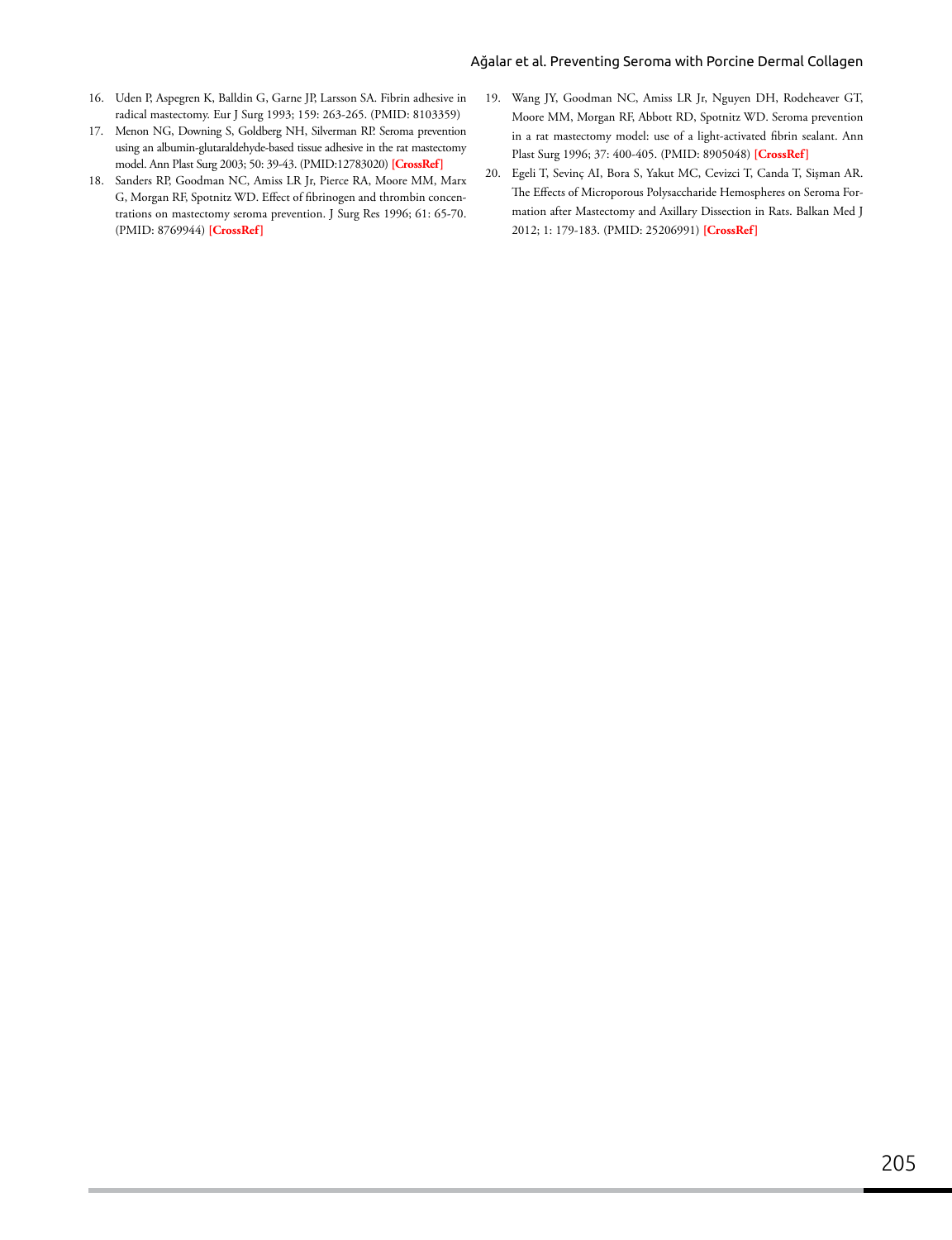16. Uden P, Aspegren K, Balldin G, Garne JP, Larsson SA. Fibrin adhesive in radical mastectomy. Eur J Surg 1993; 159: 263-265. (PMID: 8103359)
17. Menon NG, Downing S, Goldberg NH, Silverman RP. Seroma prevention using an albumin-glutaraldehyde-based tissue adhesive in the rat mastectomy model. Ann Plast Surg 2003; 50: 39-43. (PMID:12783020) **[CrossRef]**
18. Sanders RP, Goodman NC, Amiss LR Jr, Pierce RA, Moore MM, Marx G, Morgan RF, Spotnitz WD. Effect of fibrinogen and thrombin concentrations on mastectomy seroma prevention. J Surg Res 1996; 61: 65-70. (PMID: 8769944) **[CrossRef]**
19. Wang JY, Goodman NC, Amiss LR Jr, Nguyen DH, Rodeheaver GT, Moore MM, Morgan RF, Abbott RD, Spotnitz WD. Seroma prevention in a rat mastectomy model: use of a light-activated fibrin sealant. Ann Plast Surg 1996; 37: 400-405. (PMID: 8905048) **[CrossRef]**
20. Egeli T, Sevinç AI, Bora S, Yakut MC, Cevizci T, Canda T, Sişman AR. The Effects of Microporous Polysaccharide Hemospheres on Seroma Formation after Mastectomy and Axillary Dissection in Rats. Balkan Med J 2012; 1: 179-183. (PMID: 25206991) **[CrossRef]**